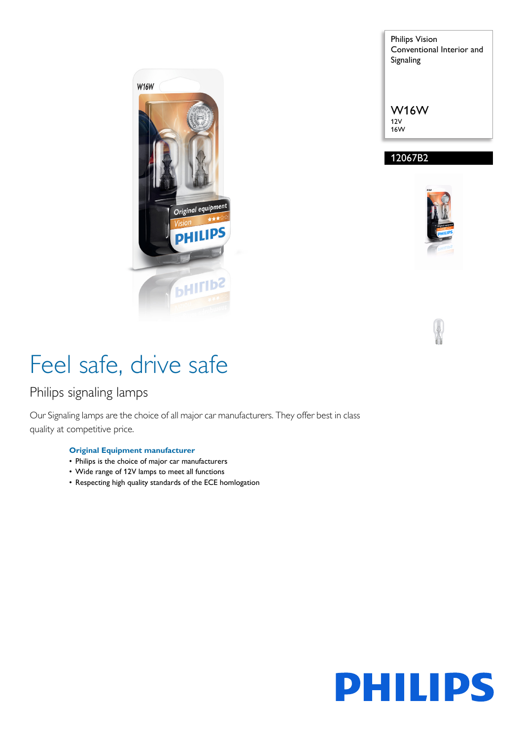Philips Vision
Conventional Interior and Signaling

W16W
12V
16W

12067B2

# Feel safe, drive safe

## Philips signaling lamps

Our Signaling lamps are the choice of all major car manufacturers. They offer best in class quality at competitive price.

**Original Equipment manufacturer**

- Philips is the choice of major car manufacturers
- Wide range of 12V lamps to meet all functions
- Respecting high quality standards of the ECE homlogation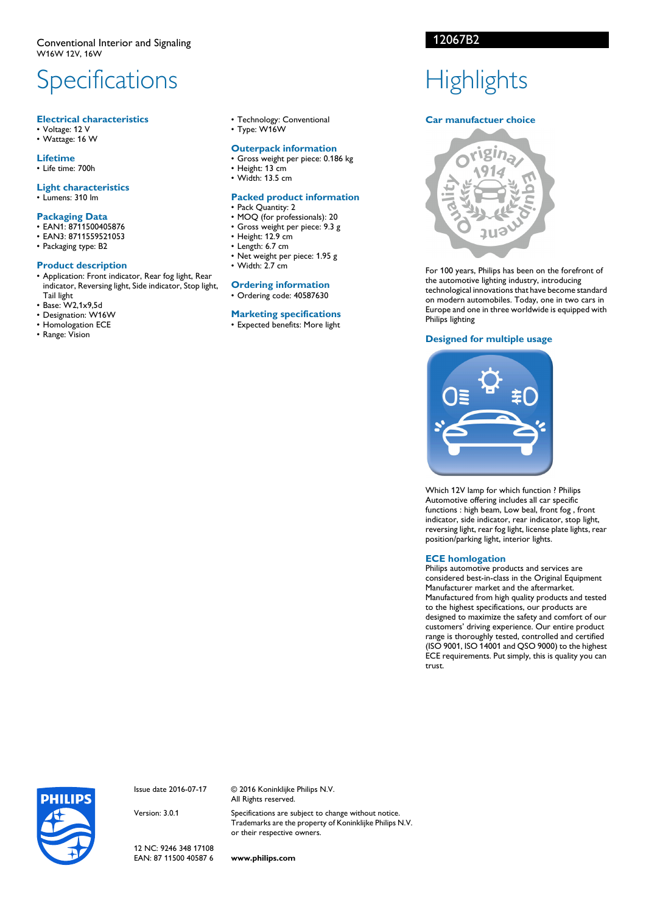Conventional Interior and Signaling
W16W 12V, 16W

12067B2

# Specifications

### Electrical characteristics
- Voltage: 12 V
- Wattage: 16 W

### Lifetime
- Life time: 700h

### Light characteristics
- Lumens: 310 lm

### Packaging Data
- EAN1: 8711500405876
- EAN3: 8711559521053
- Packaging type: B2

### Product description
- Application: Front indicator, Rear fog light, Rear indicator, Reversing light, Side indicator, Stop light, Tail light
- Base: W2,1x9,5d
- Designation: W16W
- Homologation ECE
- Range: Vision
- Technology: Conventional
- Type: W16W

### Outerpack information
- Gross weight per piece: 0.186 kg
- Height: 13 cm
- Width: 13.5 cm

### Packed product information
- Pack Quantity: 2
- MOQ (for professionals): 20
- Gross weight per piece: 9.3 g
- Height: 12.9 cm
- Length: 6.7 cm
- Net weight per piece: 1.95 g
- Width: 2.7 cm

### Ordering information
- Ordering code: 40587630

### Marketing specifications
- Expected benefits: More light

# Highlights

### Car manufactuer choice

For 100 years, Philips has been on the forefront of the automotive lighting industry, introducing technological innovations that have become standard on modern automobiles. Today, one in two cars in Europe and one in three worldwide is equipped with Philips lighting

### Designed for multiple usage

Which 12V lamp for which function ? Philips Automotive offering includes all car specific functions : high beam, Low beal, front fog , front indicator, side indicator, rear indicator, stop light, reversing light, rear fog light, license plate lights, rear position/parking light, interior lights.

### ECE homlogation

Philips automotive products and services are considered best-in-class in the Original Equipment Manufacturer market and the aftermarket. Manufactured from high quality products and tested to the highest specifications, our products are designed to maximize the safety and comfort of our customers' driving experience. Our entire product range is thoroughly tested, controlled and certified (ISO 9001, ISO 14001 and QSO 9000) to the highest ECE requirements. Put simply, this is quality you can trust.

Issue date 2016-07-17

Version: 3.0.1

12 NC: 9246 348 17108
EAN: 87 11500 40587 6

© 2016 Koninklijke Philips N.V.
All Rights reserved.

Specifications are subject to change without notice. Trademarks are the property of Koninklijke Philips N.V. or their respective owners.

**www.philips.com**